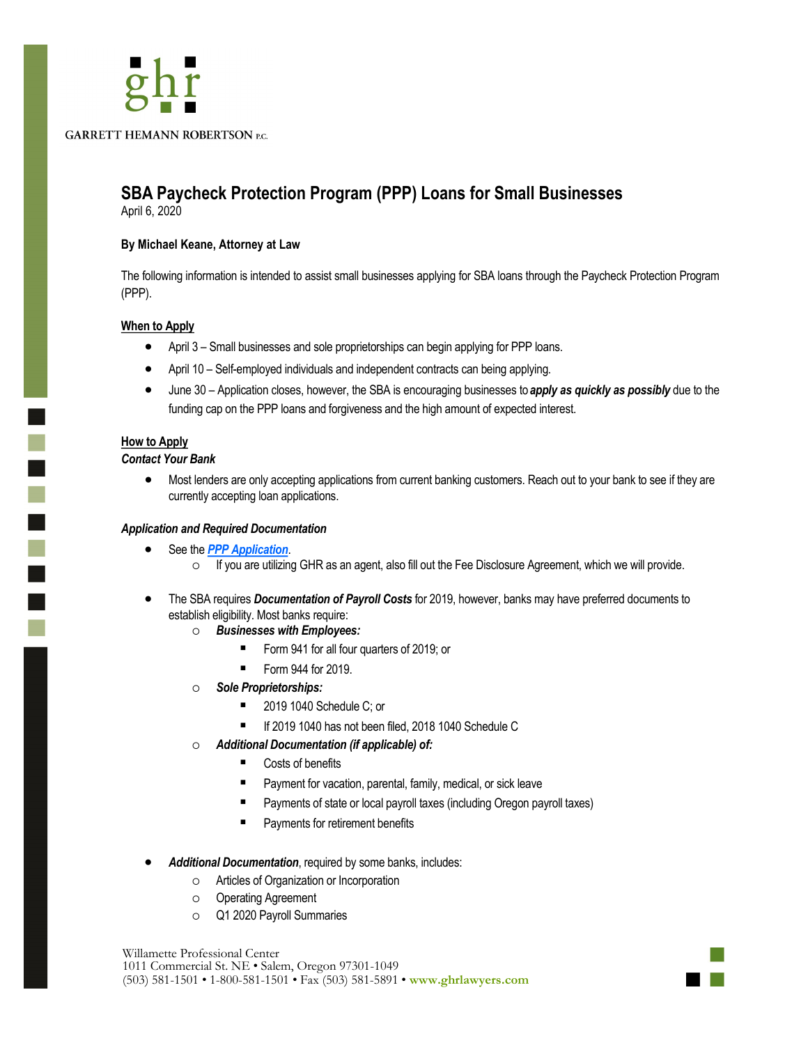GARRETT HEMANN ROBERTSON P.C.

# SBA Paycheck Protection Program (PPP) Loans for Small Businesses

April 6, 2020

**By Michael Keane, Attorney at Law**

The following information is intended to assist small businesses applying for SBA loans through the Paycheck Protection Program (PPP).

## When to Apply

- April 3 – Small businesses and sole proprietorships can begin applying for PPP loans.
- April 10 – Self-employed individuals and independent contracts can being applying.
- June 30 – Application closes, however, the SBA is encouraging businesses to ***apply as quickly as possibly*** due to the funding cap on the PPP loans and forgiveness and the high amount of expected interest.

## How to Apply

### *Contact Your Bank*

- Most lenders are only accepting applications from current banking customers. Reach out to your bank to see if they are currently accepting loan applications.

### *Application and Required Documentation*

- See the ***PPP Application***.
  - If you are utilizing GHR as an agent, also fill out the Fee Disclosure Agreement, which we will provide.

- The SBA requires ***Documentation of Payroll Costs*** for 2019, however, banks may have preferred documents to establish eligibility. Most banks require:
  - ***Businesses with Employees:***
    - Form 941 for all four quarters of 2019; or
    - Form 944 for 2019.
  - ***Sole Proprietorships:***
    - 2019 1040 Schedule C; or
    - If 2019 1040 has not been filed, 2018 1040 Schedule C
  - ***Additional Documentation (if applicable) of:***
    - Costs of benefits
    - Payment for vacation, parental, family, medical, or sick leave
    - Payments of state or local payroll taxes (including Oregon payroll taxes)
    - Payments for retirement benefits

- ***Additional Documentation***, required by some banks, includes:
  - Articles of Organization or Incorporation
  - Operating Agreement
  - Q1 2020 Payroll Summaries

Willamette Professional Center
1011 Commercial St. NE • Salem, Oregon 97301-1049
(503) 581-1501 • 1-800-581-1501 • Fax (503) 581-5891 • **www.ghrlawyers.com**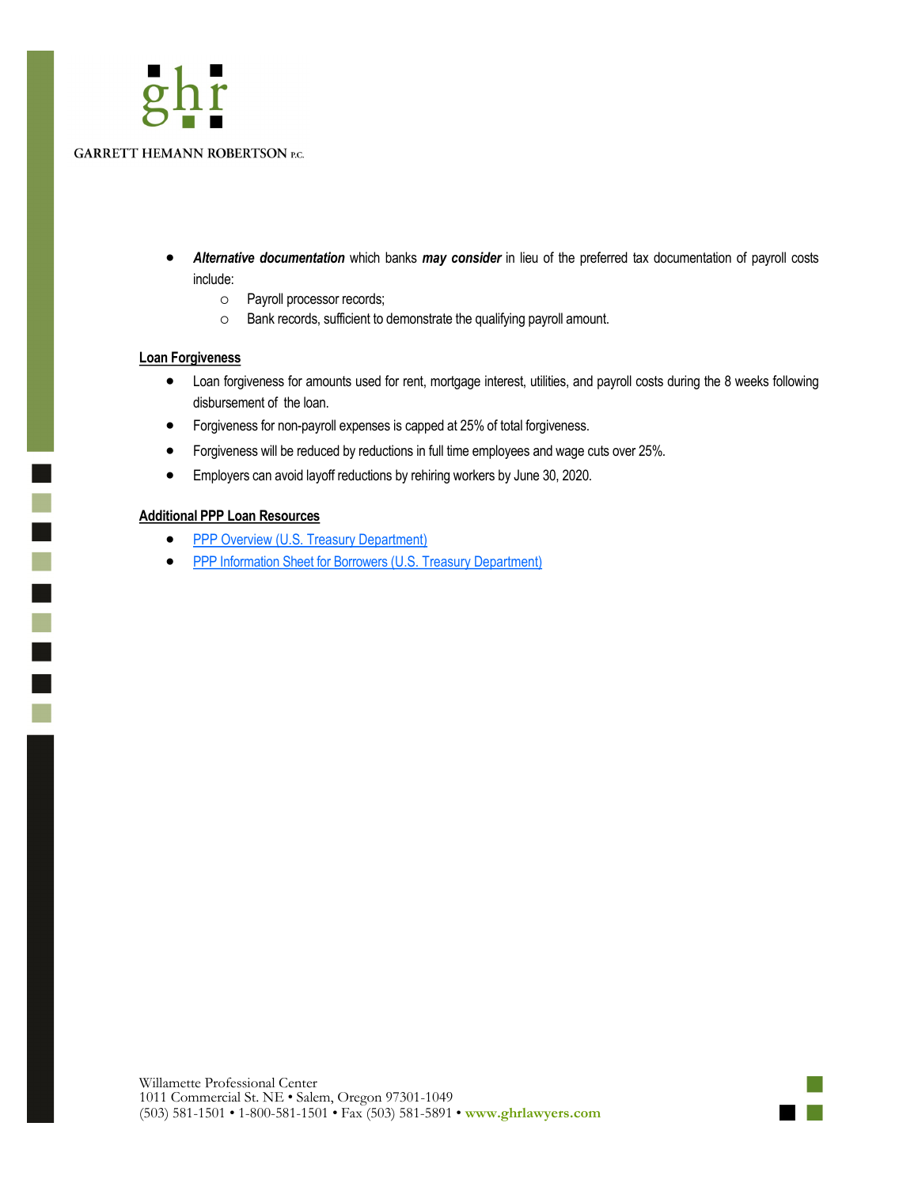- ***Alternative documentation*** which banks ***may consider*** in lieu of the preferred tax documentation of payroll costs include:
  - Payroll processor records;
  - Bank records, sufficient to demonstrate the qualifying payroll amount.

**Loan Forgiveness**

- Loan forgiveness for amounts used for rent, mortgage interest, utilities, and payroll costs during the 8 weeks following disbursement of the loan.
- Forgiveness for non-payroll expenses is capped at 25% of total forgiveness.
- Forgiveness will be reduced by reductions in full time employees and wage cuts over 25%.
- Employers can avoid layoff reductions by rehiring workers by June 30, 2020.

**Additional PPP Loan Resources**

- PPP Overview (U.S. Treasury Department)
- PPP Information Sheet for Borrowers (U.S. Treasury Department)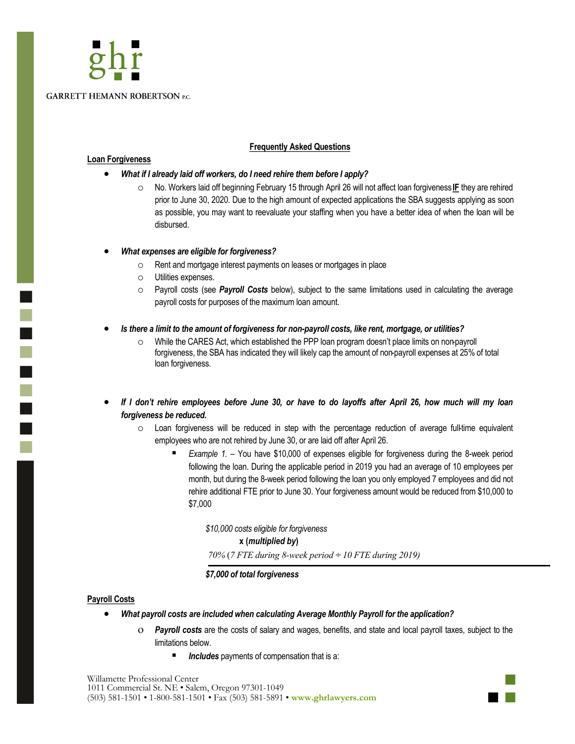## Frequently Asked Questions

### Loan Forgiveness

- ***What if I already laid off workers, do I need rehire them before I apply?***
  - No. Workers laid off beginning February 15 through April 26 will not affect loan forgiveness **IF** they are rehired prior to June 30, 2020. Due to the high amount of expected applications the SBA suggests applying as soon as possible, you may want to reevaluate your staffing when you have a better idea of when the loan will be disbursed.

- ***What expenses are eligible for forgiveness?***
  - Rent and mortgage interest payments on leases or mortgages in place
  - Utilities expenses.
  - Payroll costs (see ***Payroll Costs*** below), subject to the same limitations used in calculating the average payroll costs for purposes of the maximum loan amount.

- ***Is there a limit to the amount of forgiveness for non-payroll costs, like rent, mortgage, or utilities?***
  - While the CARES Act, which established the PPP loan program doesn't place limits on non-payroll forgiveness, the SBA has indicated they will likely cap the amount of non-payroll expenses at 25% of total loan forgiveness.

- ***If I don't rehire employees before June 30, or have to do layoffs after April 26, how much will my loan forgiveness be reduced.***
  - Loan forgiveness will be reduced in step with the percentage reduction of average full-time equivalent employees who are not rehired by June 30, or are laid off after April 26.
    - *Example 1.* – You have $10,000 of expenses eligible for forgiveness during the 8-week period following the loan. During the applicable period in 2019 you had an average of 10 employees per month, but during the 8-week period following the loan you only employed 7 employees and did not rehire additional FTE prior to June 30. Your forgiveness amount would be reduced from $10,000 to $7,000

      *$10,000 costs eligible for forgiveness*
      **x (*multiplied by*)**
      *70% (7 FTE during 8-week period ÷ 10 FTE during 2019)*

      ***$7,000 of total forgiveness***

### Payroll Costs

- ***What payroll costs are included when calculating Average Monthly Payroll for the application?***
  - ***Payroll costs*** are the costs of salary and wages, benefits, and state and local payroll taxes, subject to the limitations below.
    - ***Includes*** payments of compensation that is a: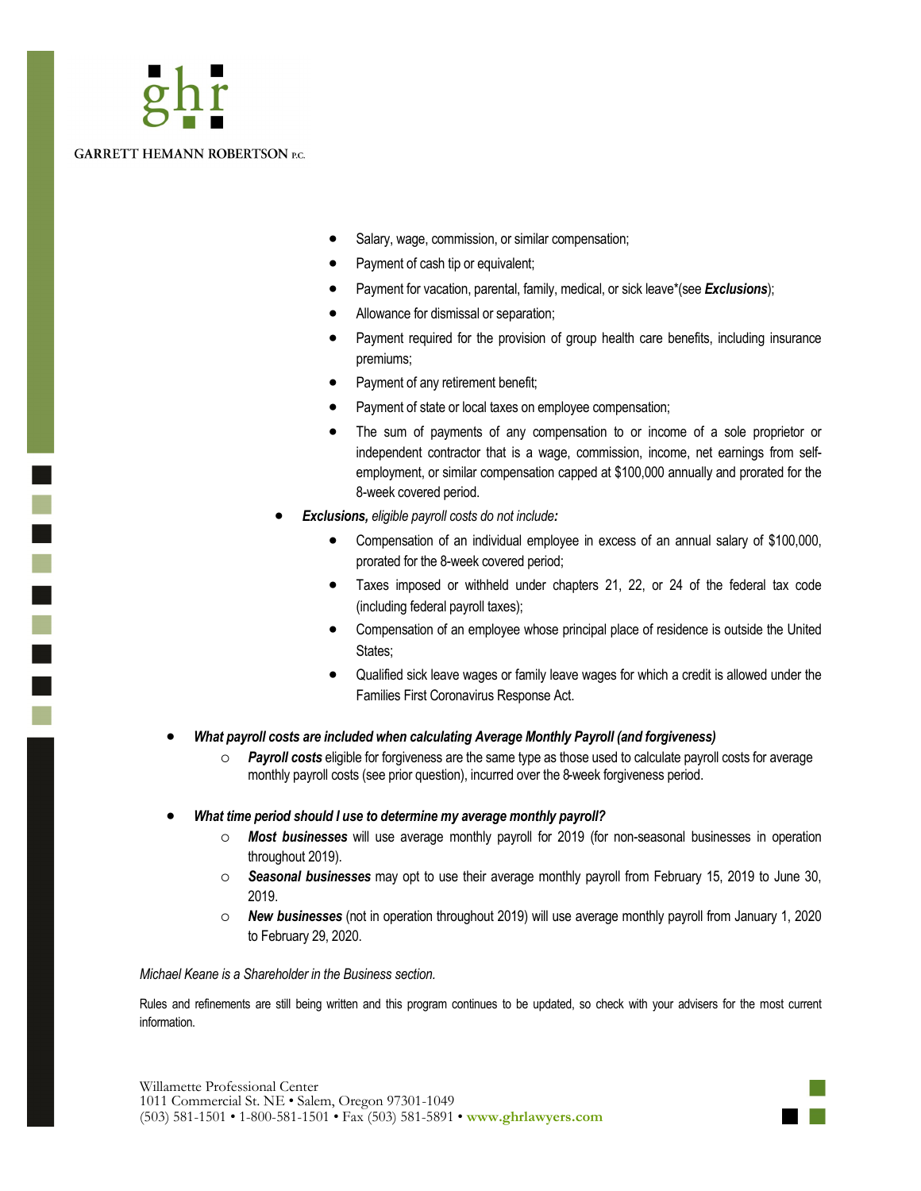- Salary, wage, commission, or similar compensation;
  - Payment of cash tip or equivalent;
  - Payment for vacation, parental, family, medical, or sick leave*(see ***Exclusions***);
  - Allowance for dismissal or separation;
  - Payment required for the provision of group health care benefits, including insurance premiums;
  - Payment of any retirement benefit;
  - Payment of state or local taxes on employee compensation;
  - The sum of payments of any compensation to or income of a sole proprietor or independent contractor that is a wage, commission, income, net earnings from self-employment, or similar compensation capped at $100,000 annually and prorated for the 8-week covered period.
- ***Exclusions,*** *eligible payroll costs do not include:*
  - Compensation of an individual employee in excess of an annual salary of $100,000, prorated for the 8-week covered period;
  - Taxes imposed or withheld under chapters 21, 22, or 24 of the federal tax code (including federal payroll taxes);
  - Compensation of an employee whose principal place of residence is outside the United States;
  - Qualified sick leave wages or family leave wages for which a credit is allowed under the Families First Coronavirus Response Act.

- ***What payroll costs are included when calculating Average Monthly Payroll (and forgiveness)***
  - ***Payroll costs*** eligible for forgiveness are the same type as those used to calculate payroll costs for average monthly payroll costs (see prior question), incurred over the 8-week forgiveness period.

- ***What time period should I use to determine my average monthly payroll?***
  - ***Most businesses*** will use average monthly payroll for 2019 (for non-seasonal businesses in operation throughout 2019).
  - ***Seasonal businesses*** may opt to use their average monthly payroll from February 15, 2019 to June 30, 2019.
  - ***New businesses*** (not in operation throughout 2019) will use average monthly payroll from January 1, 2020 to February 29, 2020.

*Michael Keane is a Shareholder in the Business section.*

Rules and refinements are still being written and this program continues to be updated, so check with your advisers for the most current information.